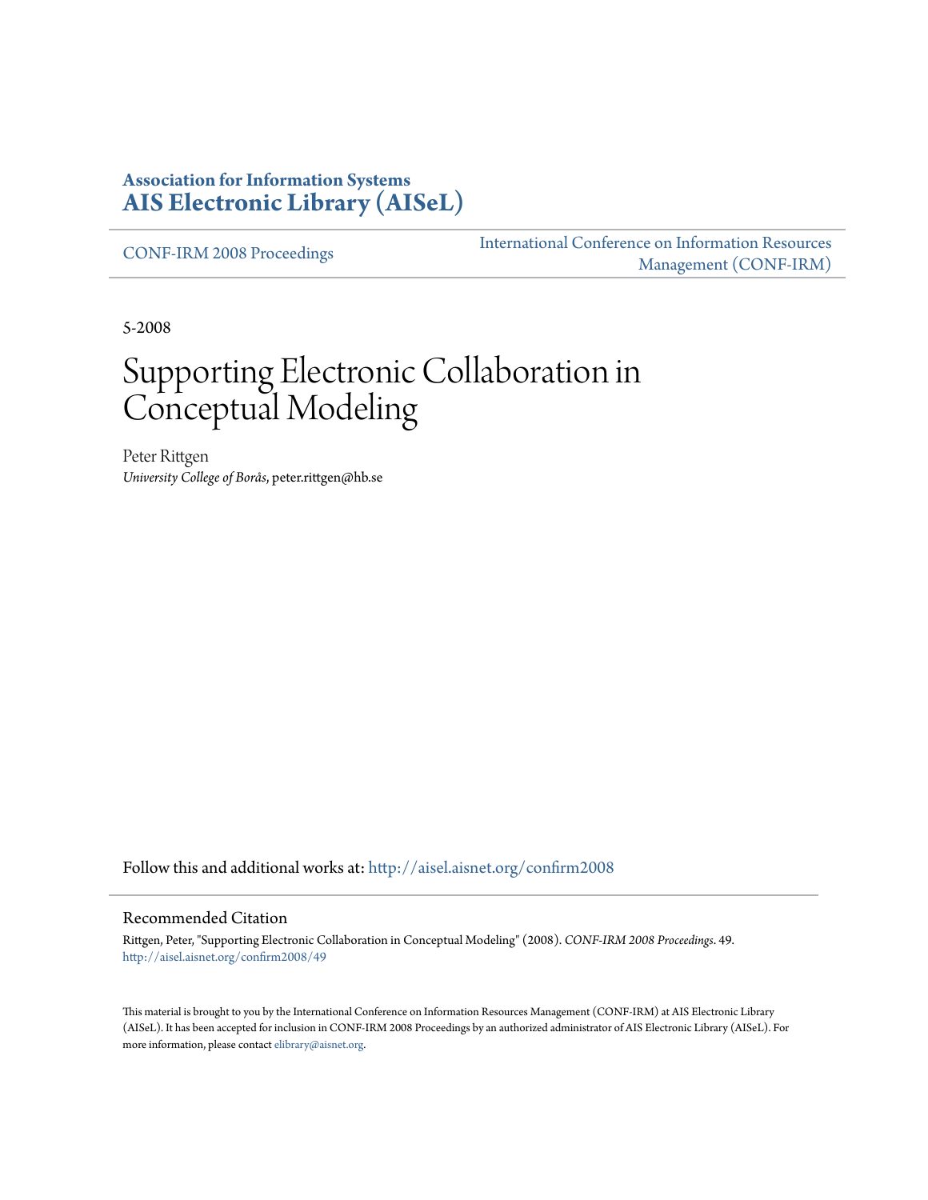**Association for Information Systems**
**AIS Electronic Library (AISeL)**

CONF-IRM 2008 Proceedings

International Conference on Information Resources Management (CONF-IRM)

5-2008

# Supporting Electronic Collaboration in Conceptual Modeling

Peter Rittgen
*University College of Borås*, peter.rittgen@hb.se

Follow this and additional works at: http://aisel.aisnet.org/confirm2008

## Recommended Citation

Rittgen, Peter, "Supporting Electronic Collaboration in Conceptual Modeling" (2008). *CONF-IRM 2008 Proceedings*. 49.
http://aisel.aisnet.org/confirm2008/49

This material is brought to you by the International Conference on Information Resources Management (CONF-IRM) at AIS Electronic Library (AISeL). It has been accepted for inclusion in CONF-IRM 2008 Proceedings by an authorized administrator of AIS Electronic Library (AISeL). For more information, please contact elibrary@aisnet.org.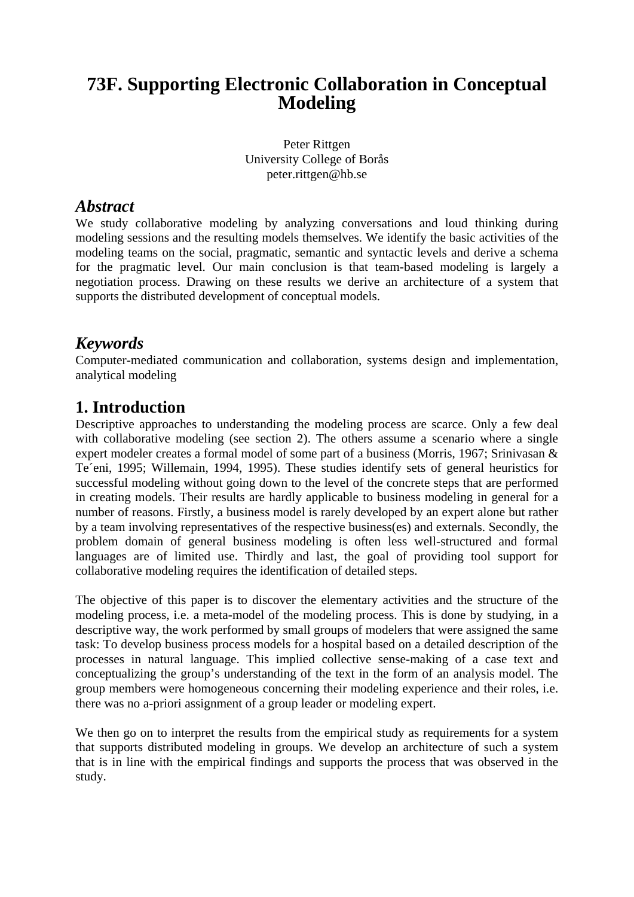# 73F. Supporting Electronic Collaboration in Conceptual Modeling

Peter Rittgen
University College of Borås
peter.rittgen@hb.se

## *Abstract*

We study collaborative modeling by analyzing conversations and loud thinking during modeling sessions and the resulting models themselves. We identify the basic activities of the modeling teams on the social, pragmatic, semantic and syntactic levels and derive a schema for the pragmatic level. Our main conclusion is that team-based modeling is largely a negotiation process. Drawing on these results we derive an architecture of a system that supports the distributed development of conceptual models.

## *Keywords*

Computer-mediated communication and collaboration, systems design and implementation, analytical modeling

## 1. Introduction

Descriptive approaches to understanding the modeling process are scarce. Only a few deal with collaborative modeling (see section 2). The others assume a scenario where a single expert modeler creates a formal model of some part of a business (Morris, 1967; Srinivasan & Te´eni, 1995; Willemain, 1994, 1995). These studies identify sets of general heuristics for successful modeling without going down to the level of the concrete steps that are performed in creating models. Their results are hardly applicable to business modeling in general for a number of reasons. Firstly, a business model is rarely developed by an expert alone but rather by a team involving representatives of the respective business(es) and externals. Secondly, the problem domain of general business modeling is often less well-structured and formal languages are of limited use. Thirdly and last, the goal of providing tool support for collaborative modeling requires the identification of detailed steps.

The objective of this paper is to discover the elementary activities and the structure of the modeling process, i.e. a meta-model of the modeling process. This is done by studying, in a descriptive way, the work performed by small groups of modelers that were assigned the same task: To develop business process models for a hospital based on a detailed description of the processes in natural language. This implied collective sense-making of a case text and conceptualizing the group's understanding of the text in the form of an analysis model. The group members were homogeneous concerning their modeling experience and their roles, i.e. there was no a-priori assignment of a group leader or modeling expert.

We then go on to interpret the results from the empirical study as requirements for a system that supports distributed modeling in groups. We develop an architecture of such a system that is in line with the empirical findings and supports the process that was observed in the study.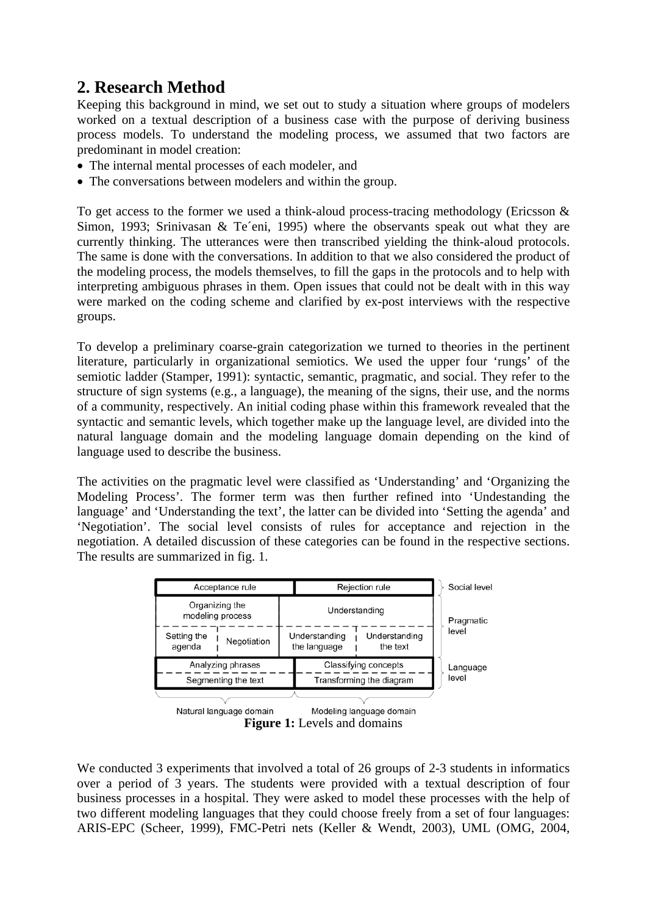## 2. Research Method

Keeping this background in mind, we set out to study a situation where groups of modelers worked on a textual description of a business case with the purpose of deriving business process models. To understand the modeling process, we assumed that two factors are predominant in model creation:

- The internal mental processes of each modeler, and
- The conversations between modelers and within the group.

To get access to the former we used a think-aloud process-tracing methodology (Ericsson & Simon, 1993; Srinivasan & Te´eni, 1995) where the observants speak out what they are currently thinking. The utterances were then transcribed yielding the think-aloud protocols. The same is done with the conversations. In addition to that we also considered the product of the modeling process, the models themselves, to fill the gaps in the protocols and to help with interpreting ambiguous phrases in them. Open issues that could not be dealt with in this way were marked on the coding scheme and clarified by ex-post interviews with the respective groups.

To develop a preliminary coarse-grain categorization we turned to theories in the pertinent literature, particularly in organizational semiotics. We used the upper four 'rungs' of the semiotic ladder (Stamper, 1991): syntactic, semantic, pragmatic, and social. They refer to the structure of sign systems (e.g., a language), the meaning of the signs, their use, and the norms of a community, respectively. An initial coding phase within this framework revealed that the syntactic and semantic levels, which together make up the language level, are divided into the natural language domain and the modeling language domain depending on the kind of language used to describe the business.

The activities on the pragmatic level were classified as 'Understanding' and 'Organizing the Modeling Process'. The former term was then further refined into 'Undestanding the language' and 'Understanding the text', the latter can be divided into 'Setting the agenda' and 'Negotiation'. The social level consists of rules for acceptance and rejection in the negotiation. A detailed discussion of these categories can be found in the respective sections. The results are summarized in fig. 1.

| Natural language domain | | Modeling language domain | | Level |
|---|---|---|---|---|
| Acceptance rule | | Rejection rule | | Social level |
| Organizing the modeling process | | Understanding | | Pragmatic level |
| Setting the agenda | Negotiation | Understanding the language | Understanding the text | |
| Analyzing phrases | | Classifying concepts | | Language level |
| Segmenting the text | | Transforming the diagram | | |

**Figure 1:** Levels and domains

We conducted 3 experiments that involved a total of 26 groups of 2-3 students in informatics over a period of 3 years. The students were provided with a textual description of four business processes in a hospital. They were asked to model these processes with the help of two different modeling languages that they could choose freely from a set of four languages: ARIS-EPC (Scheer, 1999), FMC-Petri nets (Keller & Wendt, 2003), UML (OMG, 2004,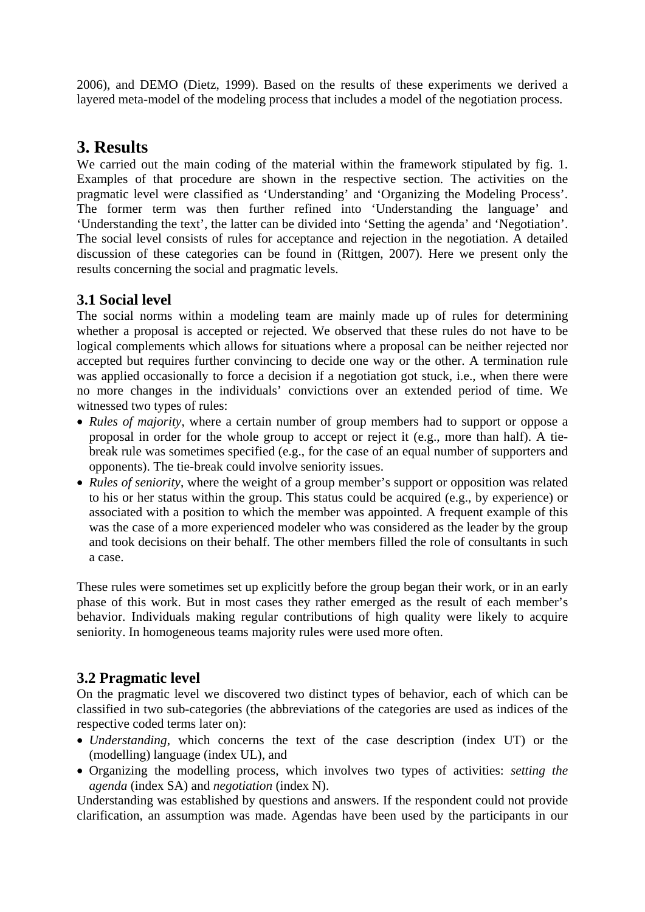2006), and DEMO (Dietz, 1999). Based on the results of these experiments we derived a layered meta-model of the modeling process that includes a model of the negotiation process.

# 3. Results

We carried out the main coding of the material within the framework stipulated by fig. 1. Examples of that procedure are shown in the respective section. The activities on the pragmatic level were classified as 'Understanding' and 'Organizing the Modeling Process'. The former term was then further refined into 'Understanding the language' and 'Understanding the text', the latter can be divided into 'Setting the agenda' and 'Negotiation'. The social level consists of rules for acceptance and rejection in the negotiation. A detailed discussion of these categories can be found in (Rittgen, 2007). Here we present only the results concerning the social and pragmatic levels.

## 3.1 Social level

The social norms within a modeling team are mainly made up of rules for determining whether a proposal is accepted or rejected. We observed that these rules do not have to be logical complements which allows for situations where a proposal can be neither rejected nor accepted but requires further convincing to decide one way or the other. A termination rule was applied occasionally to force a decision if a negotiation got stuck, i.e., when there were no more changes in the individuals' convictions over an extended period of time. We witnessed two types of rules:

- *Rules of majority*, where a certain number of group members had to support or oppose a proposal in order for the whole group to accept or reject it (e.g., more than half). A tie-break rule was sometimes specified (e.g., for the case of an equal number of supporters and opponents). The tie-break could involve seniority issues.
- *Rules of seniority*, where the weight of a group member's support or opposition was related to his or her status within the group. This status could be acquired (e.g., by experience) or associated with a position to which the member was appointed. A frequent example of this was the case of a more experienced modeler who was considered as the leader by the group and took decisions on their behalf. The other members filled the role of consultants in such a case.

These rules were sometimes set up explicitly before the group began their work, or in an early phase of this work. But in most cases they rather emerged as the result of each member's behavior. Individuals making regular contributions of high quality were likely to acquire seniority. In homogeneous teams majority rules were used more often.

## 3.2 Pragmatic level

On the pragmatic level we discovered two distinct types of behavior, each of which can be classified in two sub-categories (the abbreviations of the categories are used as indices of the respective coded terms later on):

- *Understanding*, which concerns the text of the case description (index UT) or the (modelling) language (index UL), and
- Organizing the modelling process, which involves two types of activities: *setting the agenda* (index SA) and *negotiation* (index N).

Understanding was established by questions and answers. If the respondent could not provide clarification, an assumption was made. Agendas have been used by the participants in our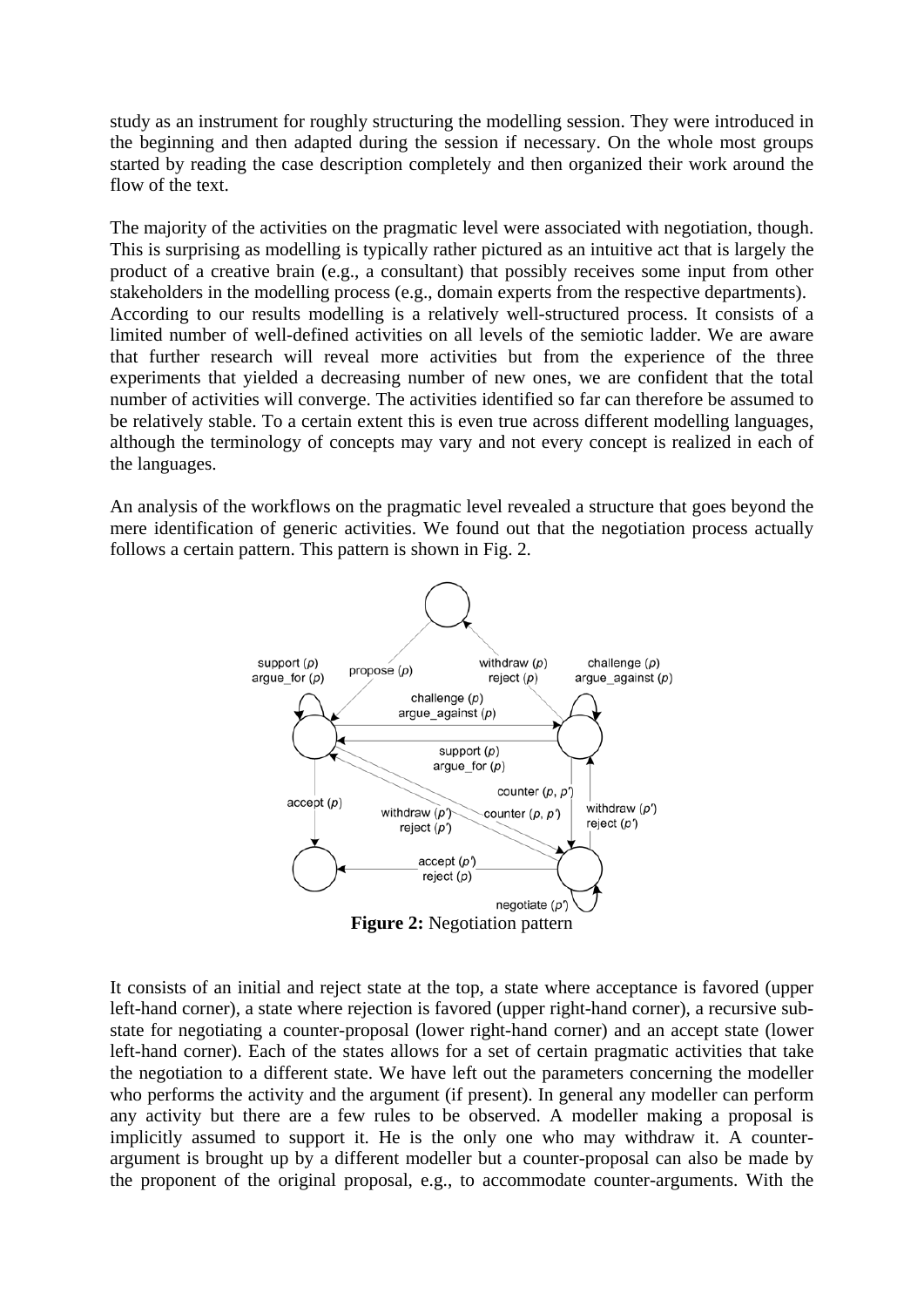study as an instrument for roughly structuring the modelling session. They were introduced in the beginning and then adapted during the session if necessary. On the whole most groups started by reading the case description completely and then organized their work around the flow of the text.

The majority of the activities on the pragmatic level were associated with negotiation, though. This is surprising as modelling is typically rather pictured as an intuitive act that is largely the product of a creative brain (e.g., a consultant) that possibly receives some input from other stakeholders in the modelling process (e.g., domain experts from the respective departments). According to our results modelling is a relatively well-structured process. It consists of a limited number of well-defined activities on all levels of the semiotic ladder. We are aware that further research will reveal more activities but from the experience of the three experiments that yielded a decreasing number of new ones, we are confident that the total number of activities will converge. The activities identified so far can therefore be assumed to be relatively stable. To a certain extent this is even true across different modelling languages, although the terminology of concepts may vary and not every concept is realized in each of the languages.

An analysis of the workflows on the pragmatic level revealed a structure that goes beyond the mere identification of generic activities. We found out that the negotiation process actually follows a certain pattern. This pattern is shown in Fig. 2.

support (*p*)
argue_for (*p*)
propose (*p*)
withdraw (*p*)
reject (*p*)
challenge (*p*)
argue_against (*p*)
challenge (*p*)
argue_against (*p*)
support (*p*)
argue_for (*p*)
counter (*p*, *p'*)
accept (*p*)
withdraw (*p'*)
reject (*p'*)
counter (*p*, *p'*)
withdraw (*p'*)
reject (*p'*)
accept (*p'*)
reject (*p*)
negotiate (*p'*)

**Figure 2:** Negotiation pattern

It consists of an initial and reject state at the top, a state where acceptance is favored (upper left-hand corner), a state where rejection is favored (upper right-hand corner), a recursive sub-state for negotiating a counter-proposal (lower right-hand corner) and an accept state (lower left-hand corner). Each of the states allows for a set of certain pragmatic activities that take the negotiation to a different state. We have left out the parameters concerning the modeller who performs the activity and the argument (if present). In general any modeller can perform any activity but there are a few rules to be observed. A modeller making a proposal is implicitly assumed to support it. He is the only one who may withdraw it. A counter-argument is brought up by a different modeller but a counter-proposal can also be made by the proponent of the original proposal, e.g., to accommodate counter-arguments. With the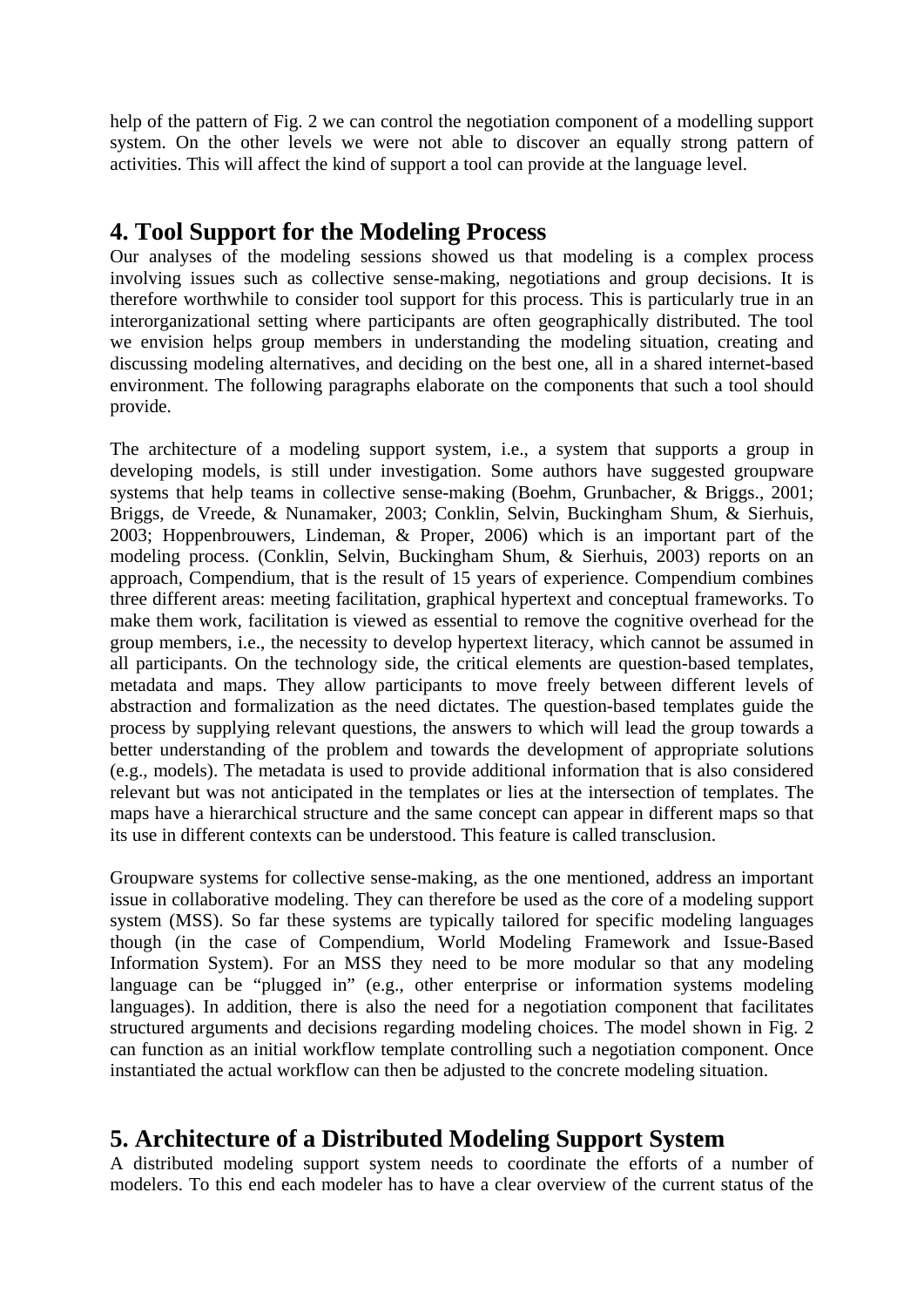help of the pattern of Fig. 2 we can control the negotiation component of a modelling support system. On the other levels we were not able to discover an equally strong pattern of activities. This will affect the kind of support a tool can provide at the language level.

## 4. Tool Support for the Modeling Process

Our analyses of the modeling sessions showed us that modeling is a complex process involving issues such as collective sense-making, negotiations and group decisions. It is therefore worthwhile to consider tool support for this process. This is particularly true in an interorganizational setting where participants are often geographically distributed. The tool we envision helps group members in understanding the modeling situation, creating and discussing modeling alternatives, and deciding on the best one, all in a shared internet-based environment. The following paragraphs elaborate on the components that such a tool should provide.

The architecture of a modeling support system, i.e., a system that supports a group in developing models, is still under investigation. Some authors have suggested groupware systems that help teams in collective sense-making (Boehm, Grunbacher, & Briggs., 2001; Briggs, de Vreede, & Nunamaker, 2003; Conklin, Selvin, Buckingham Shum, & Sierhuis, 2003; Hoppenbrouwers, Lindeman, & Proper, 2006) which is an important part of the modeling process. (Conklin, Selvin, Buckingham Shum, & Sierhuis, 2003) reports on an approach, Compendium, that is the result of 15 years of experience. Compendium combines three different areas: meeting facilitation, graphical hypertext and conceptual frameworks. To make them work, facilitation is viewed as essential to remove the cognitive overhead for the group members, i.e., the necessity to develop hypertext literacy, which cannot be assumed in all participants. On the technology side, the critical elements are question-based templates, metadata and maps. They allow participants to move freely between different levels of abstraction and formalization as the need dictates. The question-based templates guide the process by supplying relevant questions, the answers to which will lead the group towards a better understanding of the problem and towards the development of appropriate solutions (e.g., models). The metadata is used to provide additional information that is also considered relevant but was not anticipated in the templates or lies at the intersection of templates. The maps have a hierarchical structure and the same concept can appear in different maps so that its use in different contexts can be understood. This feature is called transclusion.

Groupware systems for collective sense-making, as the one mentioned, address an important issue in collaborative modeling. They can therefore be used as the core of a modeling support system (MSS). So far these systems are typically tailored for specific modeling languages though (in the case of Compendium, World Modeling Framework and Issue-Based Information System). For an MSS they need to be more modular so that any modeling language can be "plugged in" (e.g., other enterprise or information systems modeling languages). In addition, there is also the need for a negotiation component that facilitates structured arguments and decisions regarding modeling choices. The model shown in Fig. 2 can function as an initial workflow template controlling such a negotiation component. Once instantiated the actual workflow can then be adjusted to the concrete modeling situation.

## 5. Architecture of a Distributed Modeling Support System

A distributed modeling support system needs to coordinate the efforts of a number of modelers. To this end each modeler has to have a clear overview of the current status of the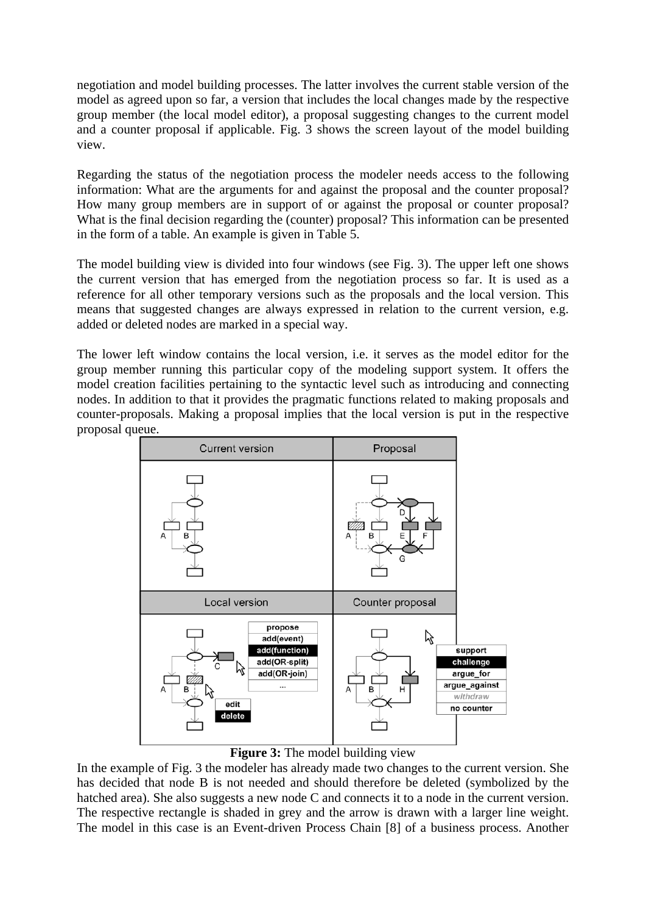negotiation and model building processes. The latter involves the current stable version of the model as agreed upon so far, a version that includes the local changes made by the respective group member (the local model editor), a proposal suggesting changes to the current model and a counter proposal if applicable. Fig. 3 shows the screen layout of the model building view.

Regarding the status of the negotiation process the modeler needs access to the following information: What are the arguments for and against the proposal and the counter proposal? How many group members are in support of or against the proposal or counter proposal? What is the final decision regarding the (counter) proposal? This information can be presented in the form of a table. An example is given in Table 5.

The model building view is divided into four windows (see Fig. 3). The upper left one shows the current version that has emerged from the negotiation process so far. It is used as a reference for all other temporary versions such as the proposals and the local version. This means that suggested changes are always expressed in relation to the current version, e.g. added or deleted nodes are marked in a special way.

The lower left window contains the local version, i.e. it serves as the model editor for the group member running this particular copy of the modeling support system. It offers the model creation facilities pertaining to the syntactic level such as introducing and connecting nodes. In addition to that it provides the pragmatic functions related to making proposals and counter-proposals. Making a proposal implies that the local version is put in the respective proposal queue.

Current version

Proposal

Local version

Counter proposal

propose
add(event)
add(function)
add(OR-split)
add(OR-join)
...

edit
delete

support
challenge
argue_for
argue_against
withdraw
no counter

A B C D E F G H

**Figure 3:** The model building view

In the example of Fig. 3 the modeler has already made two changes to the current version. She has decided that node B is not needed and should therefore be deleted (symbolized by the hatched area). She also suggests a new node C and connects it to a node in the current version. The respective rectangle is shaded in grey and the arrow is drawn with a larger line weight. The model in this case is an Event-driven Process Chain [8] of a business process. Another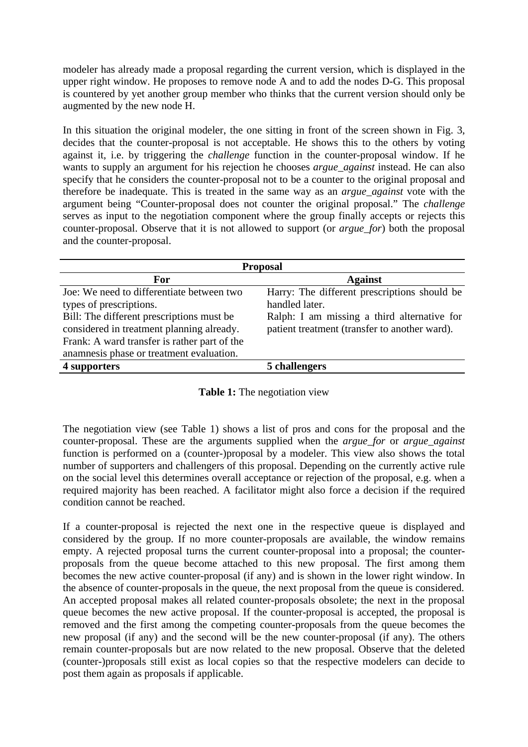modeler has already made a proposal regarding the current version, which is displayed in the upper right window. He proposes to remove node A and to add the nodes D-G. This proposal is countered by yet another group member who thinks that the current version should only be augmented by the new node H.

In this situation the original modeler, the one sitting in front of the screen shown in Fig. 3, decides that the counter-proposal is not acceptable. He shows this to the others by voting against it, i.e. by triggering the *challenge* function in the counter-proposal window. If he wants to supply an argument for his rejection he chooses *argue_against* instead. He can also specify that he considers the counter-proposal not to be a counter to the original proposal and therefore be inadequate. This is treated in the same way as an *argue_against* vote with the argument being "Counter-proposal does not counter the original proposal." The *challenge* serves as input to the negotiation component where the group finally accepts or rejects this counter-proposal. Observe that it is not allowed to support (or *argue_for*) both the proposal and the counter-proposal.

| **Proposal** | |
|---|---|
| **For** | **Against** |
| Joe: We need to differentiate between two types of prescriptions. | Harry: The different prescriptions should be handled later. |
| Bill: The different prescriptions must be considered in treatment planning already. | Ralph: I am missing a third alternative for patient treatment (transfer to another ward). |
| Frank: A ward transfer is rather part of the anamnesis phase or treatment evaluation. | |
| **4 supporters** | **5 challengers** |

**Table 1:** The negotiation view

The negotiation view (see Table 1) shows a list of pros and cons for the proposal and the counter-proposal. These are the arguments supplied when the *argue_for* or *argue_against* function is performed on a (counter-)proposal by a modeler. This view also shows the total number of supporters and challengers of this proposal. Depending on the currently active rule on the social level this determines overall acceptance or rejection of the proposal, e.g. when a required majority has been reached. A facilitator might also force a decision if the required condition cannot be reached.

If a counter-proposal is rejected the next one in the respective queue is displayed and considered by the group. If no more counter-proposals are available, the window remains empty. A rejected proposal turns the current counter-proposal into a proposal; the counter-proposals from the queue become attached to this new proposal. The first among them becomes the new active counter-proposal (if any) and is shown in the lower right window. In the absence of counter-proposals in the queue, the next proposal from the queue is considered. An accepted proposal makes all related counter-proposals obsolete; the next in the proposal queue becomes the new active proposal. If the counter-proposal is accepted, the proposal is removed and the first among the competing counter-proposals from the queue becomes the new proposal (if any) and the second will be the new counter-proposal (if any). The others remain counter-proposals but are now related to the new proposal. Observe that the deleted (counter-)proposals still exist as local copies so that the respective modelers can decide to post them again as proposals if applicable.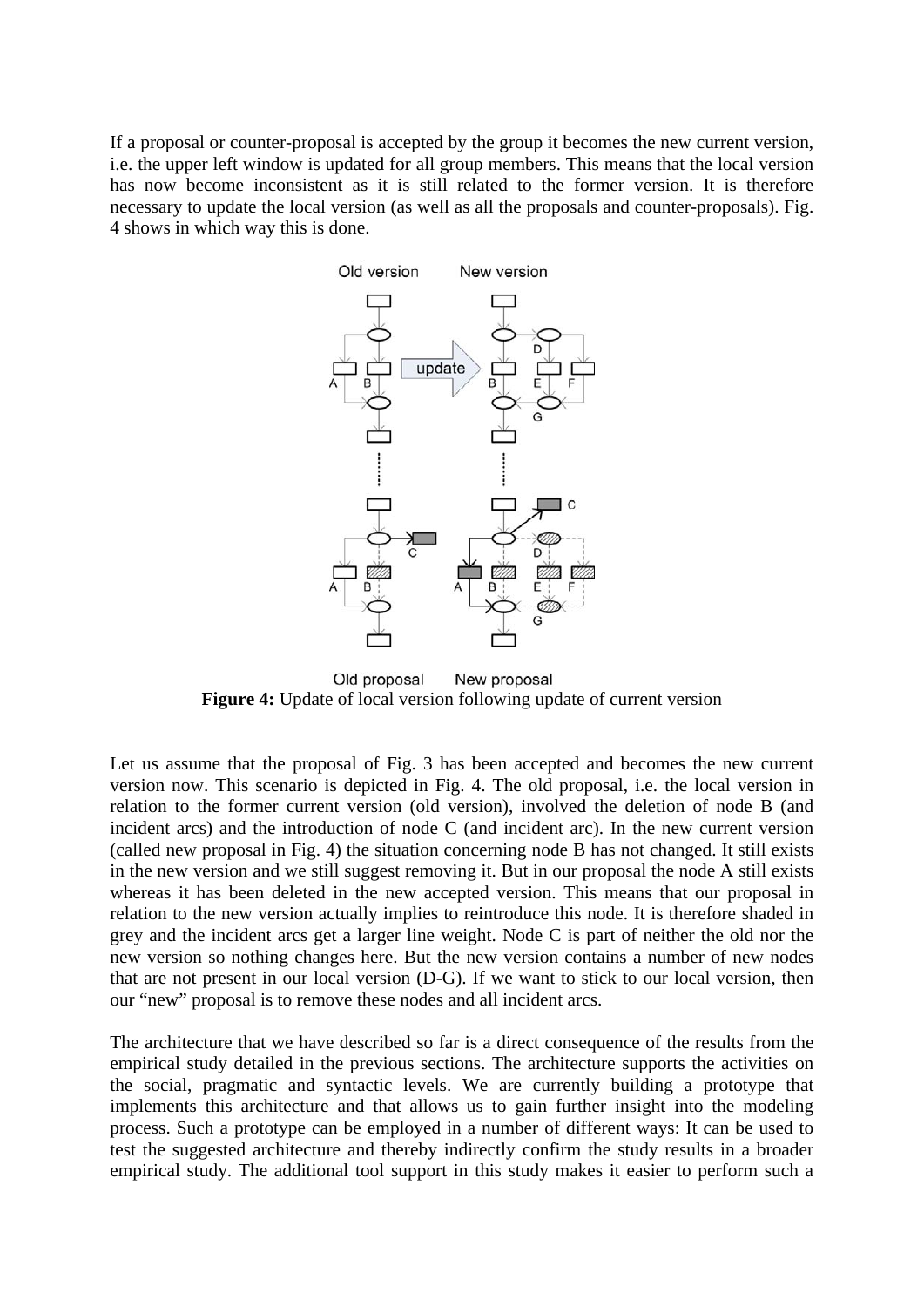If a proposal or counter-proposal is accepted by the group it becomes the new current version, i.e. the upper left window is updated for all group members. This means that the local version has now become inconsistent as it is still related to the former version. It is therefore necessary to update the local version (as well as all the proposals and counter-proposals). Fig. 4 shows in which way this is done.

**Figure 4:** Update of local version following update of current version

Let us assume that the proposal of Fig. 3 has been accepted and becomes the new current version now. This scenario is depicted in Fig. 4. The old proposal, i.e. the local version in relation to the former current version (old version), involved the deletion of node B (and incident arcs) and the introduction of node C (and incident arc). In the new current version (called new proposal in Fig. 4) the situation concerning node B has not changed. It still exists in the new version and we still suggest removing it. But in our proposal the node A still exists whereas it has been deleted in the new accepted version. This means that our proposal in relation to the new version actually implies to reintroduce this node. It is therefore shaded in grey and the incident arcs get a larger line weight. Node C is part of neither the old nor the new version so nothing changes here. But the new version contains a number of new nodes that are not present in our local version (D-G). If we want to stick to our local version, then our "new" proposal is to remove these nodes and all incident arcs.

The architecture that we have described so far is a direct consequence of the results from the empirical study detailed in the previous sections. The architecture supports the activities on the social, pragmatic and syntactic levels. We are currently building a prototype that implements this architecture and that allows us to gain further insight into the modeling process. Such a prototype can be employed in a number of different ways: It can be used to test the suggested architecture and thereby indirectly confirm the study results in a broader empirical study. The additional tool support in this study makes it easier to perform such a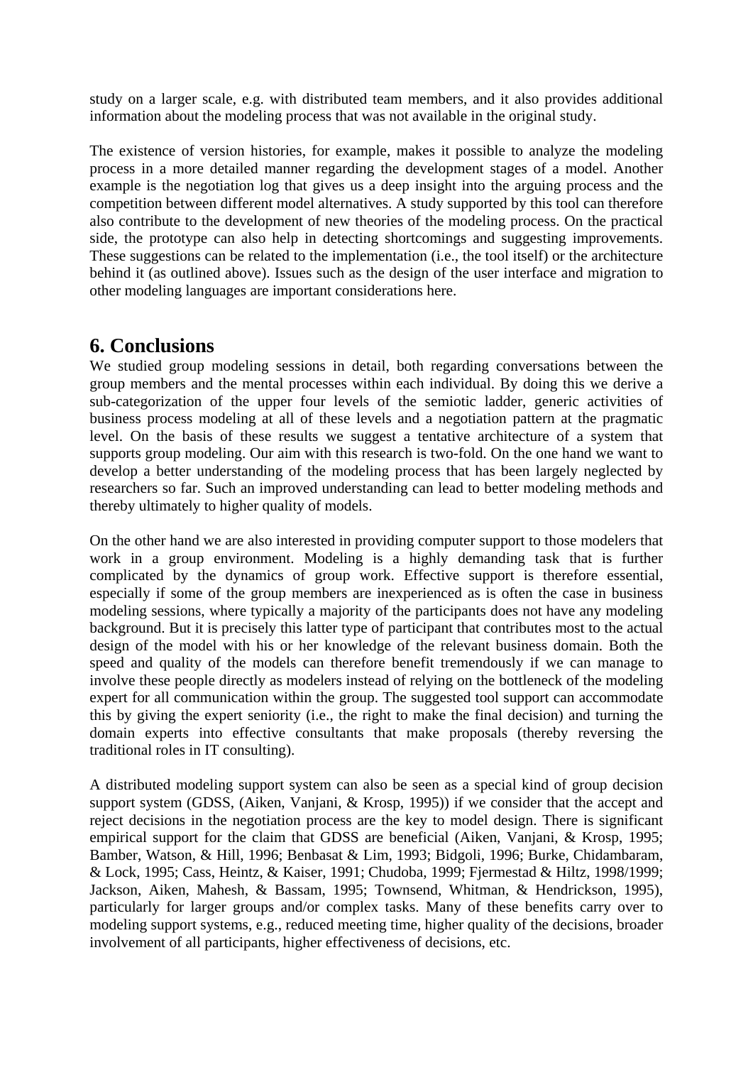study on a larger scale, e.g. with distributed team members, and it also provides additional information about the modeling process that was not available in the original study.

The existence of version histories, for example, makes it possible to analyze the modeling process in a more detailed manner regarding the development stages of a model. Another example is the negotiation log that gives us a deep insight into the arguing process and the competition between different model alternatives. A study supported by this tool can therefore also contribute to the development of new theories of the modeling process. On the practical side, the prototype can also help in detecting shortcomings and suggesting improvements. These suggestions can be related to the implementation (i.e., the tool itself) or the architecture behind it (as outlined above). Issues such as the design of the user interface and migration to other modeling languages are important considerations here.

## 6. Conclusions

We studied group modeling sessions in detail, both regarding conversations between the group members and the mental processes within each individual. By doing this we derive a sub-categorization of the upper four levels of the semiotic ladder, generic activities of business process modeling at all of these levels and a negotiation pattern at the pragmatic level. On the basis of these results we suggest a tentative architecture of a system that supports group modeling. Our aim with this research is two-fold. On the one hand we want to develop a better understanding of the modeling process that has been largely neglected by researchers so far. Such an improved understanding can lead to better modeling methods and thereby ultimately to higher quality of models.

On the other hand we are also interested in providing computer support to those modelers that work in a group environment. Modeling is a highly demanding task that is further complicated by the dynamics of group work. Effective support is therefore essential, especially if some of the group members are inexperienced as is often the case in business modeling sessions, where typically a majority of the participants does not have any modeling background. But it is precisely this latter type of participant that contributes most to the actual design of the model with his or her knowledge of the relevant business domain. Both the speed and quality of the models can therefore benefit tremendously if we can manage to involve these people directly as modelers instead of relying on the bottleneck of the modeling expert for all communication within the group. The suggested tool support can accommodate this by giving the expert seniority (i.e., the right to make the final decision) and turning the domain experts into effective consultants that make proposals (thereby reversing the traditional roles in IT consulting).

A distributed modeling support system can also be seen as a special kind of group decision support system (GDSS, (Aiken, Vanjani, & Krosp, 1995)) if we consider that the accept and reject decisions in the negotiation process are the key to model design. There is significant empirical support for the claim that GDSS are beneficial (Aiken, Vanjani, & Krosp, 1995; Bamber, Watson, & Hill, 1996; Benbasat & Lim, 1993; Bidgoli, 1996; Burke, Chidambaram, & Lock, 1995; Cass, Heintz, & Kaiser, 1991; Chudoba, 1999; Fjermestad & Hiltz, 1998/1999; Jackson, Aiken, Mahesh, & Bassam, 1995; Townsend, Whitman, & Hendrickson, 1995), particularly for larger groups and/or complex tasks. Many of these benefits carry over to modeling support systems, e.g., reduced meeting time, higher quality of the decisions, broader involvement of all participants, higher effectiveness of decisions, etc.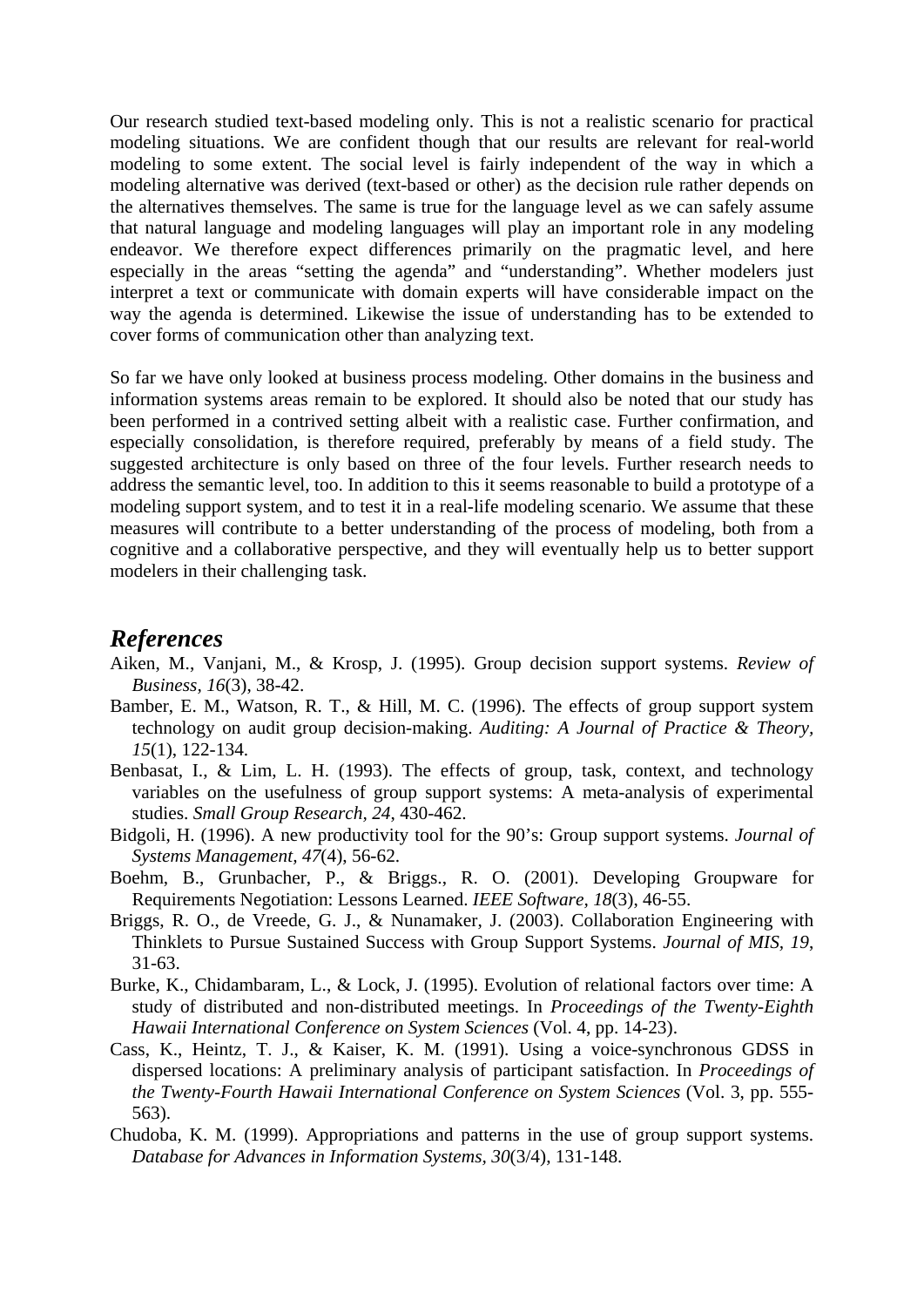Our research studied text-based modeling only. This is not a realistic scenario for practical modeling situations. We are confident though that our results are relevant for real-world modeling to some extent. The social level is fairly independent of the way in which a modeling alternative was derived (text-based or other) as the decision rule rather depends on the alternatives themselves. The same is true for the language level as we can safely assume that natural language and modeling languages will play an important role in any modeling endeavor. We therefore expect differences primarily on the pragmatic level, and here especially in the areas "setting the agenda" and "understanding". Whether modelers just interpret a text or communicate with domain experts will have considerable impact on the way the agenda is determined. Likewise the issue of understanding has to be extended to cover forms of communication other than analyzing text.

So far we have only looked at business process modeling. Other domains in the business and information systems areas remain to be explored. It should also be noted that our study has been performed in a contrived setting albeit with a realistic case. Further confirmation, and especially consolidation, is therefore required, preferably by means of a field study. The suggested architecture is only based on three of the four levels. Further research needs to address the semantic level, too. In addition to this it seems reasonable to build a prototype of a modeling support system, and to test it in a real-life modeling scenario. We assume that these measures will contribute to a better understanding of the process of modeling, both from a cognitive and a collaborative perspective, and they will eventually help us to better support modelers in their challenging task.

## References

Aiken, M., Vanjani, M., & Krosp, J. (1995). Group decision support systems. *Review of Business, 16*(3), 38-42.

Bamber, E. M., Watson, R. T., & Hill, M. C. (1996). The effects of group support system technology on audit group decision-making. *Auditing: A Journal of Practice & Theory, 15*(1), 122-134.

Benbasat, I., & Lim, L. H. (1993). The effects of group, task, context, and technology variables on the usefulness of group support systems: A meta-analysis of experimental studies. *Small Group Research, 24*, 430-462.

Bidgoli, H. (1996). A new productivity tool for the 90's: Group support systems. *Journal of Systems Management, 47*(4), 56-62.

Boehm, B., Grunbacher, P., & Briggs., R. O. (2001). Developing Groupware for Requirements Negotiation: Lessons Learned. *IEEE Software, 18*(3), 46-55.

Briggs, R. O., de Vreede, G. J., & Nunamaker, J. (2003). Collaboration Engineering with Thinklets to Pursue Sustained Success with Group Support Systems. *Journal of MIS, 19*, 31-63.

Burke, K., Chidambaram, L., & Lock, J. (1995). Evolution of relational factors over time: A study of distributed and non-distributed meetings. In *Proceedings of the Twenty-Eighth Hawaii International Conference on System Sciences* (Vol. 4, pp. 14-23).

Cass, K., Heintz, T. J., & Kaiser, K. M. (1991). Using a voice-synchronous GDSS in dispersed locations: A preliminary analysis of participant satisfaction. In *Proceedings of the Twenty-Fourth Hawaii International Conference on System Sciences* (Vol. 3, pp. 555-563).

Chudoba, K. M. (1999). Appropriations and patterns in the use of group support systems. *Database for Advances in Information Systems, 30*(3/4), 131-148.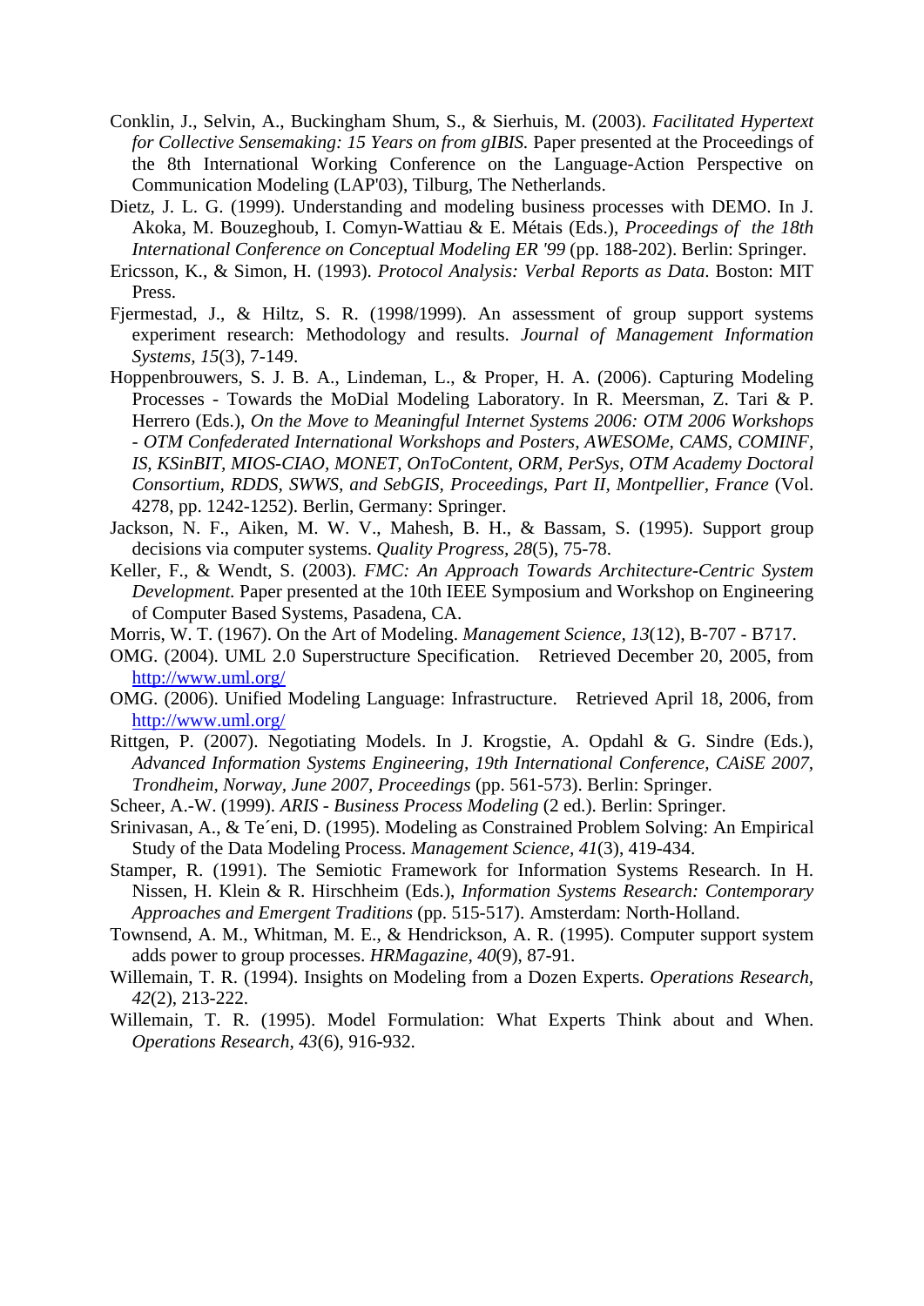Conklin, J., Selvin, A., Buckingham Shum, S., & Sierhuis, M. (2003). *Facilitated Hypertext for Collective Sensemaking: 15 Years on from gIBIS.* Paper presented at the Proceedings of the 8th International Working Conference on the Language-Action Perspective on Communication Modeling (LAP'03), Tilburg, The Netherlands.

Dietz, J. L. G. (1999). Understanding and modeling business processes with DEMO. In J. Akoka, M. Bouzeghoub, I. Comyn-Wattiau & E. Métais (Eds.), *Proceedings of the 18th International Conference on Conceptual Modeling ER '99* (pp. 188-202). Berlin: Springer.

Ericsson, K., & Simon, H. (1993). *Protocol Analysis: Verbal Reports as Data*. Boston: MIT Press.

Fjermestad, J., & Hiltz, S. R. (1998/1999). An assessment of group support systems experiment research: Methodology and results. *Journal of Management Information Systems, 15*(3), 7-149.

Hoppenbrouwers, S. J. B. A., Lindeman, L., & Proper, H. A. (2006). Capturing Modeling Processes - Towards the MoDial Modeling Laboratory. In R. Meersman, Z. Tari & P. Herrero (Eds.), *On the Move to Meaningful Internet Systems 2006: OTM 2006 Workshops - OTM Confederated International Workshops and Posters, AWESOMe, CAMS, COMINF, IS, KSinBIT, MIOS-CIAO, MONET, OnToContent, ORM, PerSys, OTM Academy Doctoral Consortium, RDDS, SWWS, and SebGIS, Proceedings, Part II, Montpellier, France* (Vol. 4278, pp. 1242-1252). Berlin, Germany: Springer.

Jackson, N. F., Aiken, M. W. V., Mahesh, B. H., & Bassam, S. (1995). Support group decisions via computer systems. *Quality Progress, 28*(5), 75-78.

Keller, F., & Wendt, S. (2003). *FMC: An Approach Towards Architecture-Centric System Development.* Paper presented at the 10th IEEE Symposium and Workshop on Engineering of Computer Based Systems, Pasadena, CA.

Morris, W. T. (1967). On the Art of Modeling. *Management Science, 13*(12), B-707 - B717.

OMG. (2004). UML 2.0 Superstructure Specification. Retrieved December 20, 2005, from http://www.uml.org/

OMG. (2006). Unified Modeling Language: Infrastructure. Retrieved April 18, 2006, from http://www.uml.org/

Rittgen, P. (2007). Negotiating Models. In J. Krogstie, A. Opdahl & G. Sindre (Eds.), *Advanced Information Systems Engineering, 19th International Conference, CAiSE 2007, Trondheim, Norway, June 2007, Proceedings* (pp. 561-573). Berlin: Springer.

Scheer, A.-W. (1999). *ARIS - Business Process Modeling* (2 ed.). Berlin: Springer.

Srinivasan, A., & Te´eni, D. (1995). Modeling as Constrained Problem Solving: An Empirical Study of the Data Modeling Process. *Management Science, 41*(3), 419-434.

Stamper, R. (1991). The Semiotic Framework for Information Systems Research. In H. Nissen, H. Klein & R. Hirschheim (Eds.), *Information Systems Research: Contemporary Approaches and Emergent Traditions* (pp. 515-517). Amsterdam: North-Holland.

Townsend, A. M., Whitman, M. E., & Hendrickson, A. R. (1995). Computer support system adds power to group processes. *HRMagazine, 40*(9), 87-91.

Willemain, T. R. (1994). Insights on Modeling from a Dozen Experts. *Operations Research, 42*(2), 213-222.

Willemain, T. R. (1995). Model Formulation: What Experts Think about and When. *Operations Research, 43*(6), 916-932.